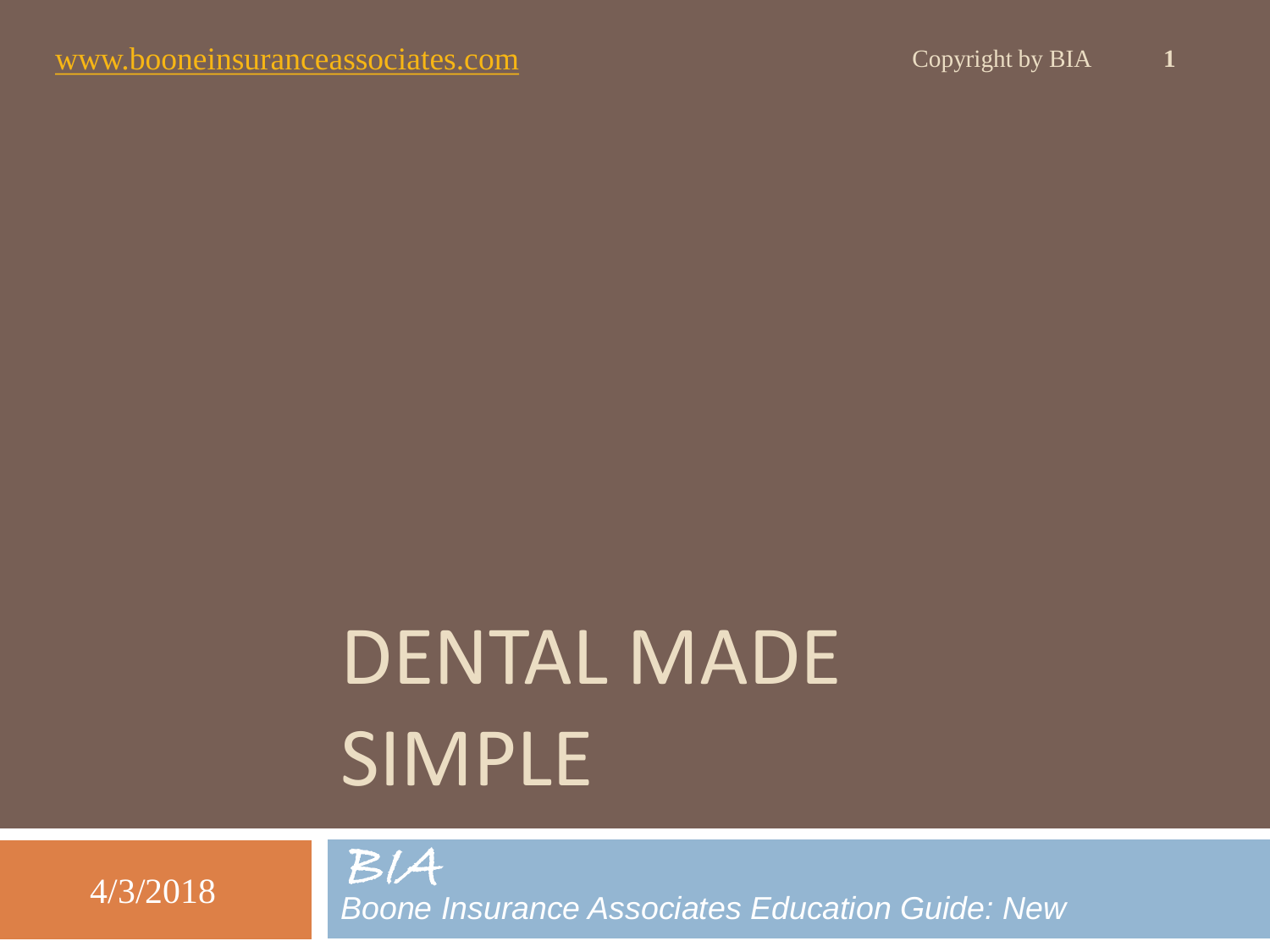# DENTAL MADE SIMPLE

BIA

*Boone Insurance Associates Education Guide: New*

4/3/2018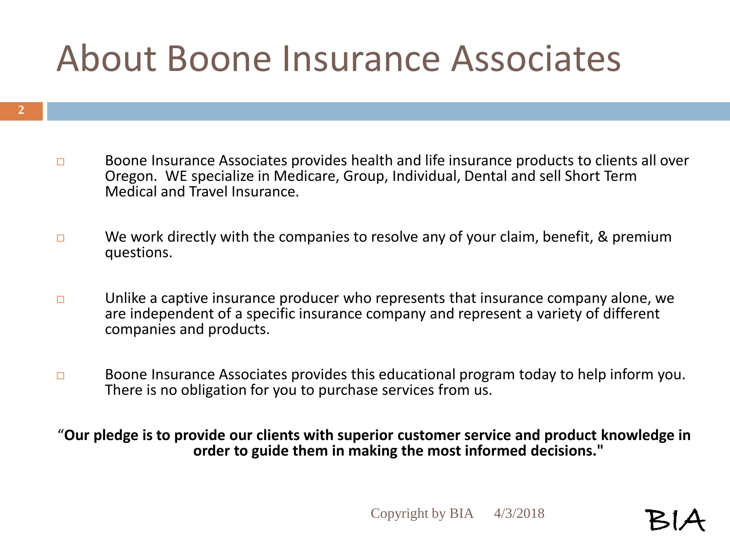# About Boone Insurance Associates

- Boone Insurance Associates provides health and life insurance products to clients all over Oregon. WE specialize in Medicare, Group, Individual, Dental and sell Short Term Medical and Travel Insurance.

- We work directly with the companies to resolve any of your claim, benefit, & premium questions.

- Unlike a captive insurance producer who represents that insurance company alone, we are independent of a specific insurance company and represent a variety of different companies and products.

- Boone Insurance Associates provides this educational program today to help inform you. There is no obligation for you to purchase services from us.

"**Our pledge is to provide our clients with superior customer service and product knowledge in order to guide them in making the most informed decisions."**

Copyright by BIA 4/3/2018

BIA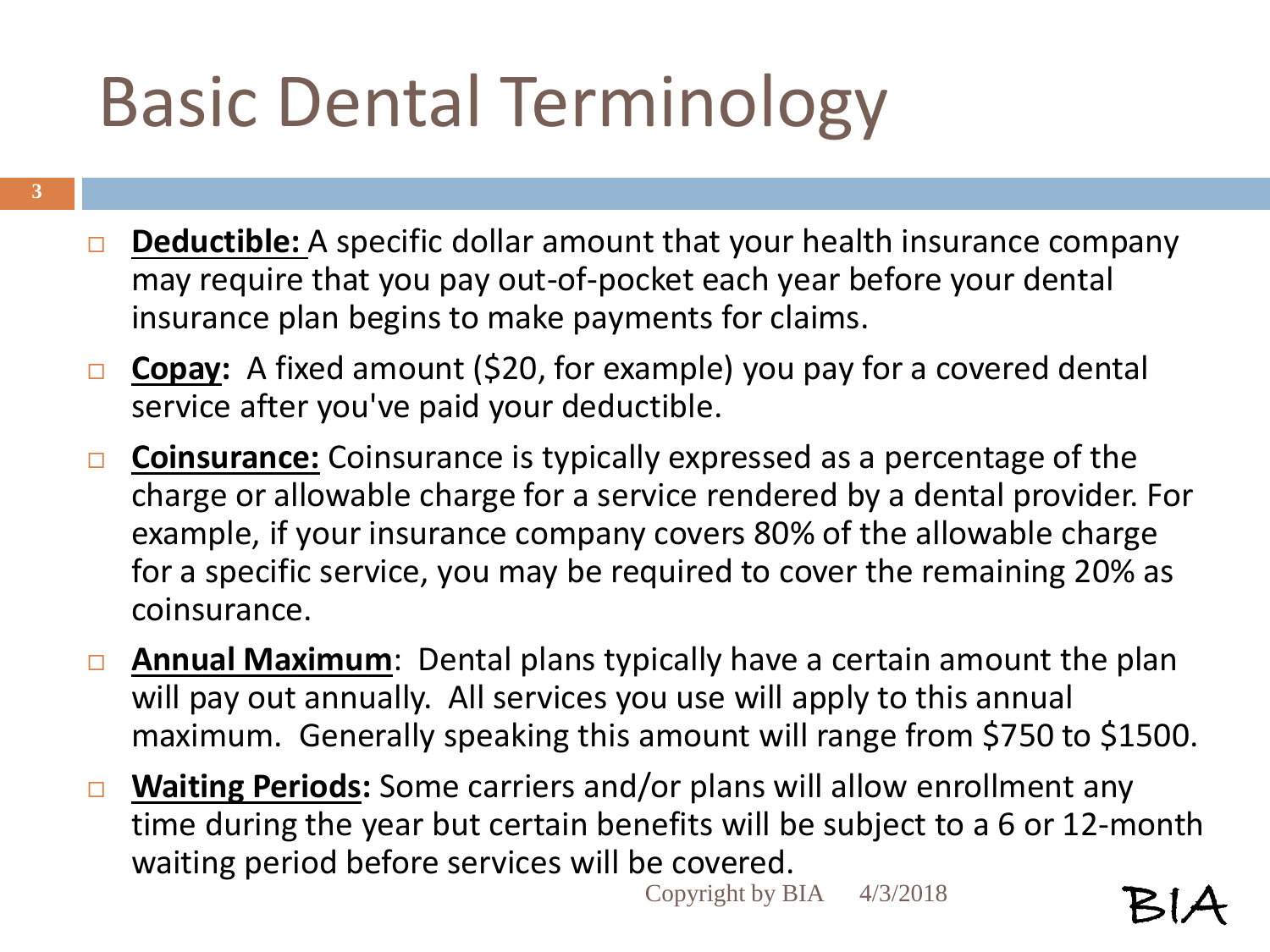# Basic Dental Terminology

- **Deductible:** A specific dollar amount that your health insurance company may require that you pay out-of-pocket each year before your dental insurance plan begins to make payments for claims.
- **Copay:** A fixed amount ($20, for example) you pay for a covered dental service after you've paid your deductible.
- **Coinsurance:** Coinsurance is typically expressed as a percentage of the charge or allowable charge for a service rendered by a dental provider. For example, if your insurance company covers 80% of the allowable charge for a specific service, you may be required to cover the remaining 20% as coinsurance.
- **Annual Maximum**: Dental plans typically have a certain amount the plan will pay out annually. All services you use will apply to this annual maximum. Generally speaking this amount will range from $750 to $1500.
- **Waiting Periods:** Some carriers and/or plans will allow enrollment any time during the year but certain benefits will be subject to a 6 or 12-month waiting period before services will be covered.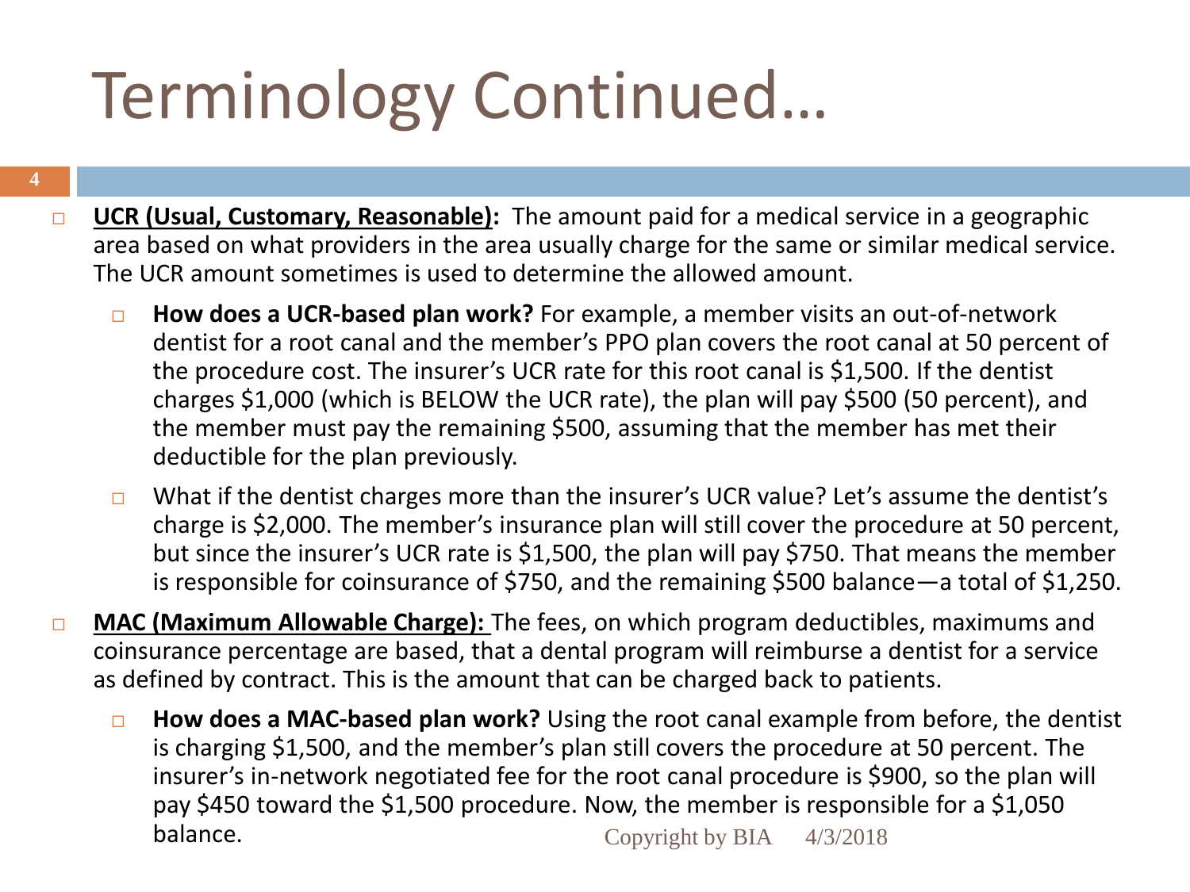# Terminology Continued…

- **UCR (Usual, Customary, Reasonable):** The amount paid for a medical service in a geographic area based on what providers in the area usually charge for the same or similar medical service. The UCR amount sometimes is used to determine the allowed amount.
  - **How does a UCR-based plan work?** For example, a member visits an out-of-network dentist for a root canal and the member's PPO plan covers the root canal at 50 percent of the procedure cost. The insurer's UCR rate for this root canal is $1,500. If the dentist charges $1,000 (which is BELOW the UCR rate), the plan will pay $500 (50 percent), and the member must pay the remaining $500, assuming that the member has met their deductible for the plan previously.
  - What if the dentist charges more than the insurer's UCR value? Let's assume the dentist's charge is $2,000. The member's insurance plan will still cover the procedure at 50 percent, but since the insurer's UCR rate is $1,500, the plan will pay $750. That means the member is responsible for coinsurance of $750, and the remaining $500 balance—a total of $1,250.
- **MAC (Maximum Allowable Charge):** The fees, on which program deductibles, maximums and coinsurance percentage are based, that a dental program will reimburse a dentist for a service as defined by contract. This is the amount that can be charged back to patients.
  - **How does a MAC-based plan work?** Using the root canal example from before, the dentist is charging $1,500, and the member's plan still covers the procedure at 50 percent. The insurer's in-network negotiated fee for the root canal procedure is $900, so the plan will pay $450 toward the $1,500 procedure. Now, the member is responsible for a $1,050 balance.

Copyright by BIA 4/3/2018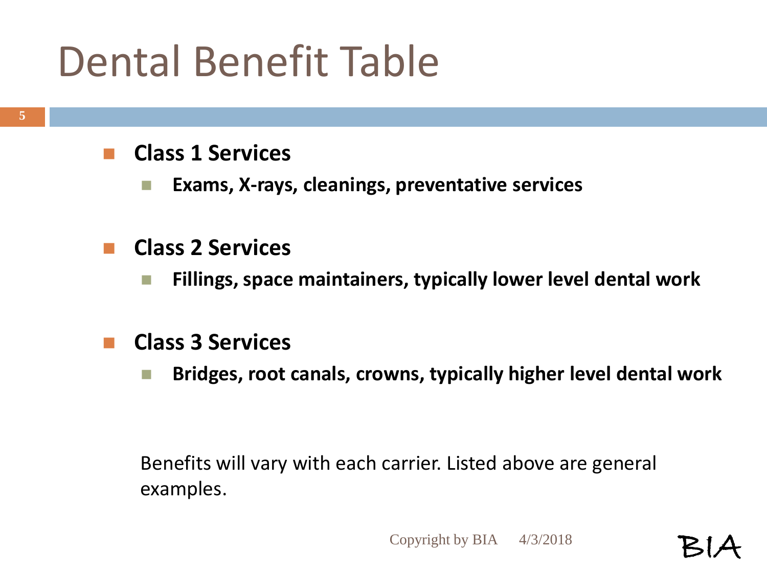# Dental Benefit Table

- **Class 1 Services**
  - **Exams, X-rays, cleanings, preventative services**
- **Class 2 Services**
  - **Fillings, space maintainers, typically lower level dental work**
- **Class 3 Services**
  - **Bridges, root canals, crowns, typically higher level dental work**

Benefits will vary with each carrier. Listed above are general examples.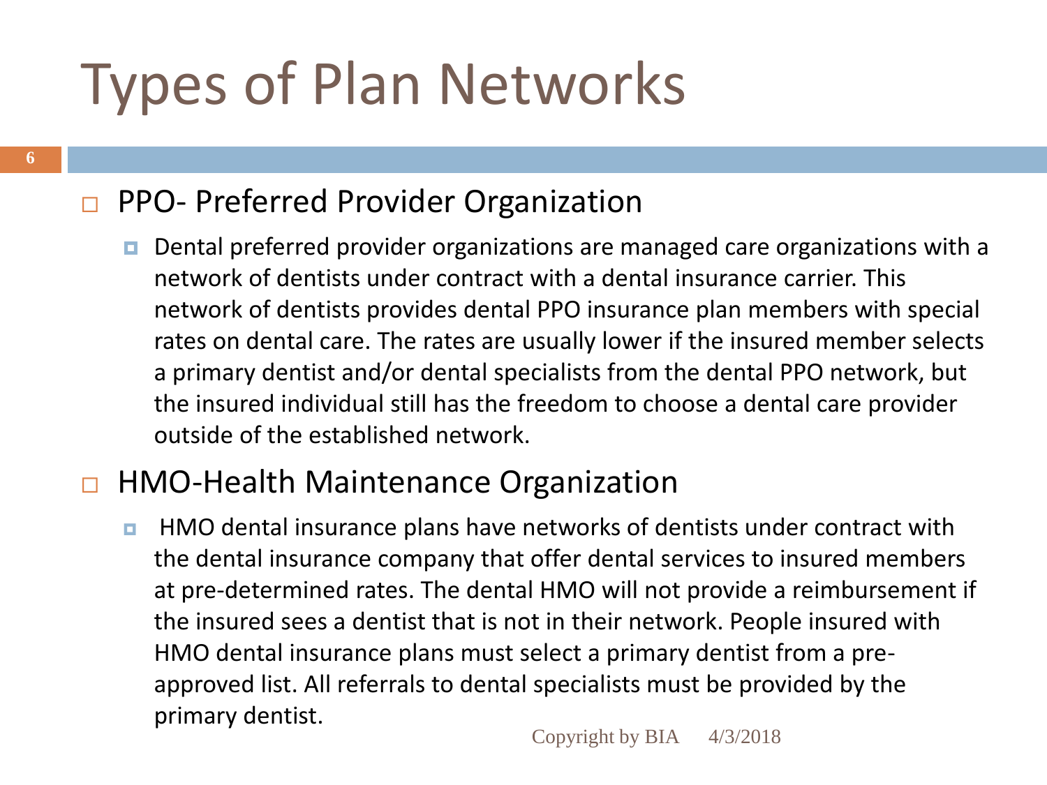# Types of Plan Networks

- PPO- Preferred Provider Organization
  - Dental preferred provider organizations are managed care organizations with a network of dentists under contract with a dental insurance carrier. This network of dentists provides dental PPO insurance plan members with special rates on dental care. The rates are usually lower if the insured member selects a primary dentist and/or dental specialists from the dental PPO network, but the insured individual still has the freedom to choose a dental care provider outside of the established network.
- HMO-Health Maintenance Organization
  - HMO dental insurance plans have networks of dentists under contract with the dental insurance company that offer dental services to insured members at pre-determined rates. The dental HMO will not provide a reimbursement if the insured sees a dentist that is not in their network. People insured with HMO dental insurance plans must select a primary dentist from a pre-approved list. All referrals to dental specialists must be provided by the primary dentist.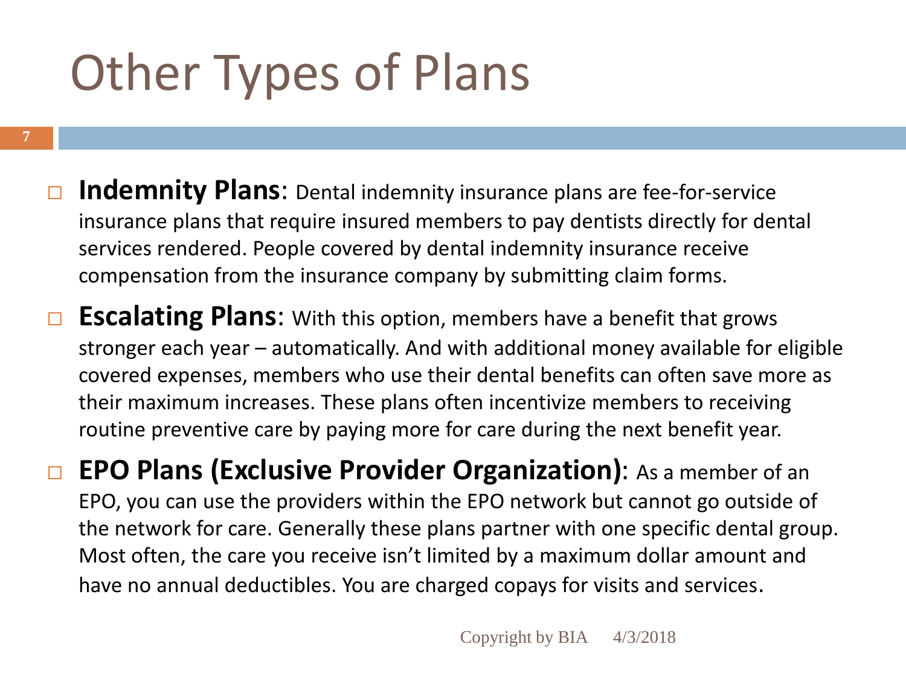# Other Types of Plans

- **Indemnity Plans**: Dental indemnity insurance plans are fee-for-service insurance plans that require insured members to pay dentists directly for dental services rendered. People covered by dental indemnity insurance receive compensation from the insurance company by submitting claim forms.
- **Escalating Plans**: With this option, members have a benefit that grows stronger each year – automatically. And with additional money available for eligible covered expenses, members who use their dental benefits can often save more as their maximum increases. These plans often incentivize members to receiving routine preventive care by paying more for care during the next benefit year.
- **EPO Plans (Exclusive Provider Organization)**: As a member of an EPO, you can use the providers within the EPO network but cannot go outside of the network for care. Generally these plans partner with one specific dental group. Most often, the care you receive isn't limited by a maximum dollar amount and have no annual deductibles. You are charged copays for visits and services.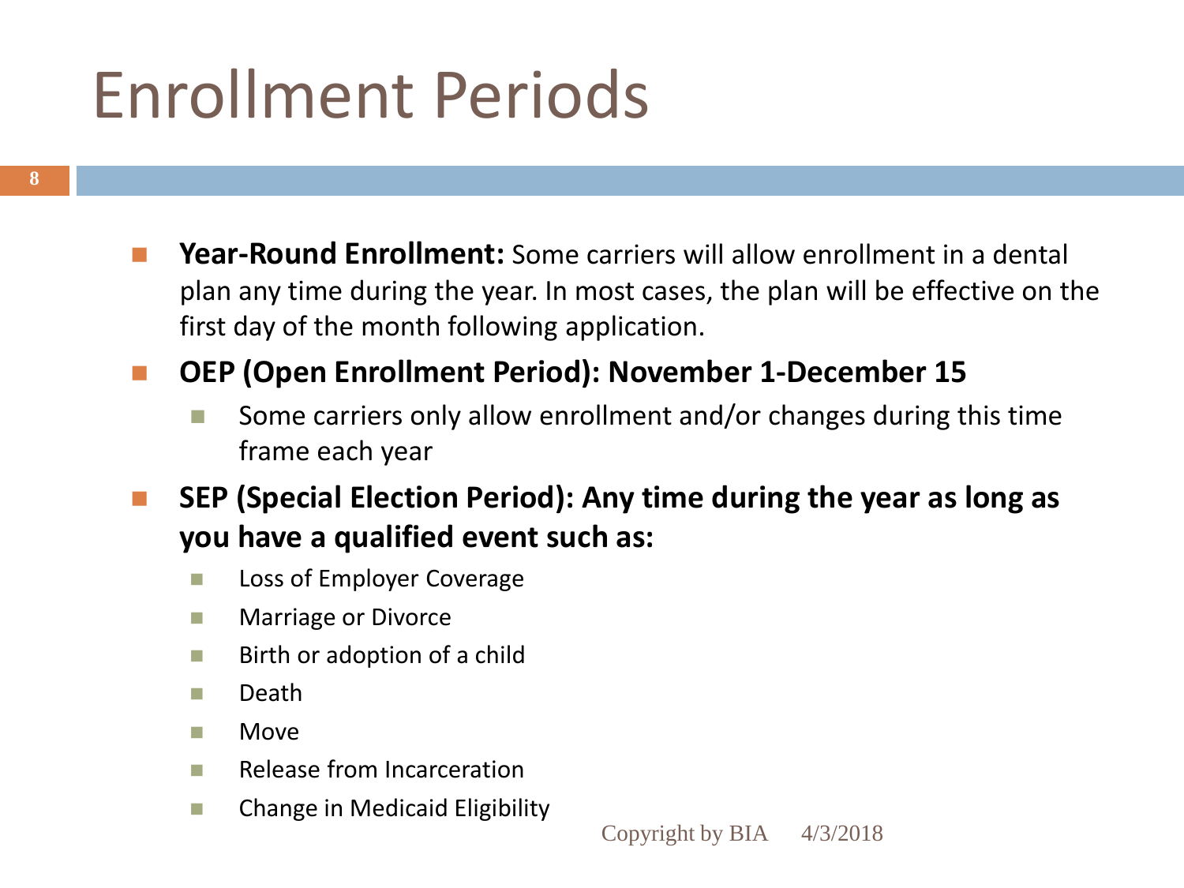# Enrollment Periods

- **Year-Round Enrollment:** Some carriers will allow enrollment in a dental plan any time during the year. In most cases, the plan will be effective on the first day of the month following application.
- **OEP (Open Enrollment Period): November 1-December 15**
  - Some carriers only allow enrollment and/or changes during this time frame each year
- **SEP (Special Election Period): Any time during the year as long as you have a qualified event such as:**
  - Loss of Employer Coverage
  - Marriage or Divorce
  - Birth or adoption of a child
  - Death
  - Move
  - Release from Incarceration
  - Change in Medicaid Eligibility

Copyright by BIA 4/3/2018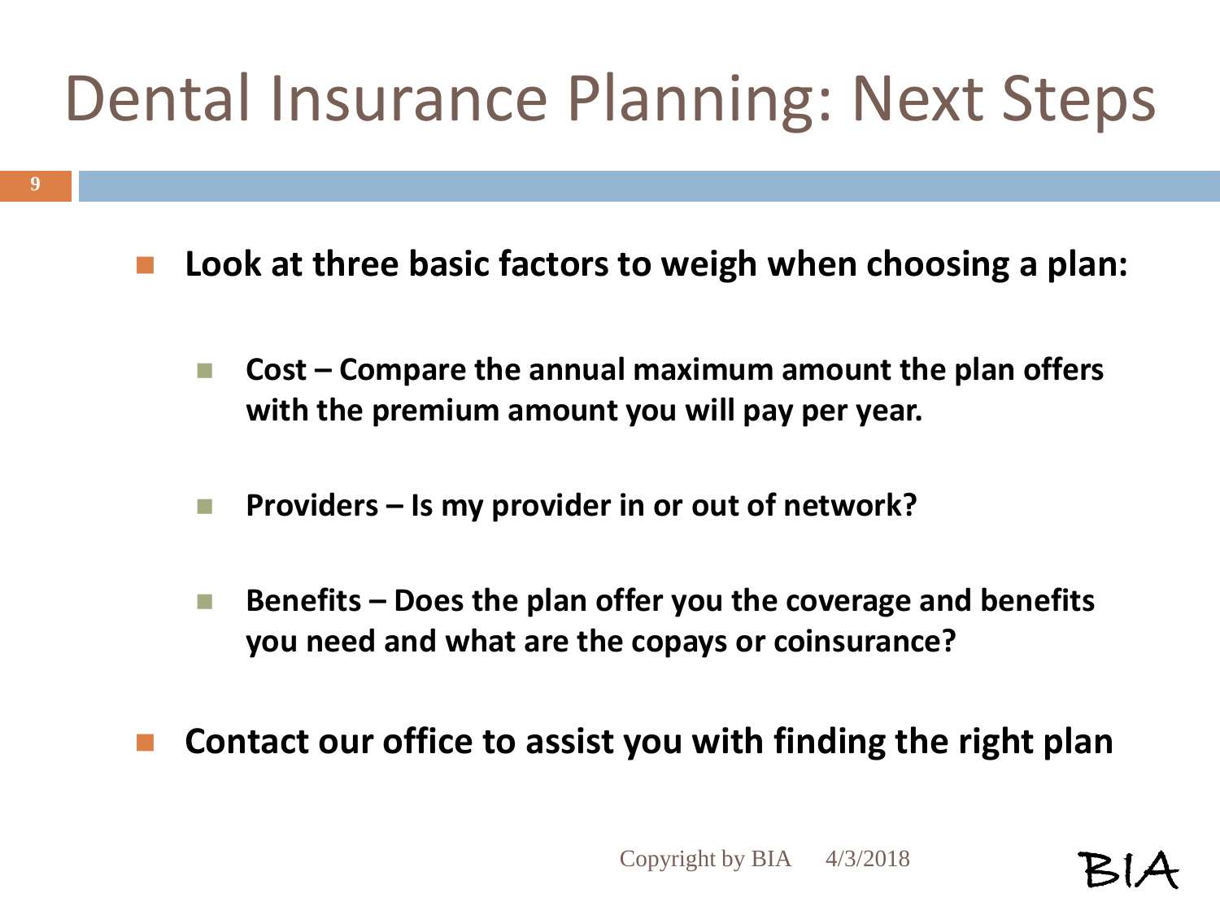# Dental Insurance Planning: Next Steps

- **Look at three basic factors to weigh when choosing a plan:**
  - **Cost – Compare the annual maximum amount the plan offers with the premium amount you will pay per year.**
  - **Providers – Is my provider in or out of network?**
  - **Benefits – Does the plan offer you the coverage and benefits you need and what are the copays or coinsurance?**
- **Contact our office to assist you with finding the right plan**

Copyright by BIA 4/3/2018

BIA